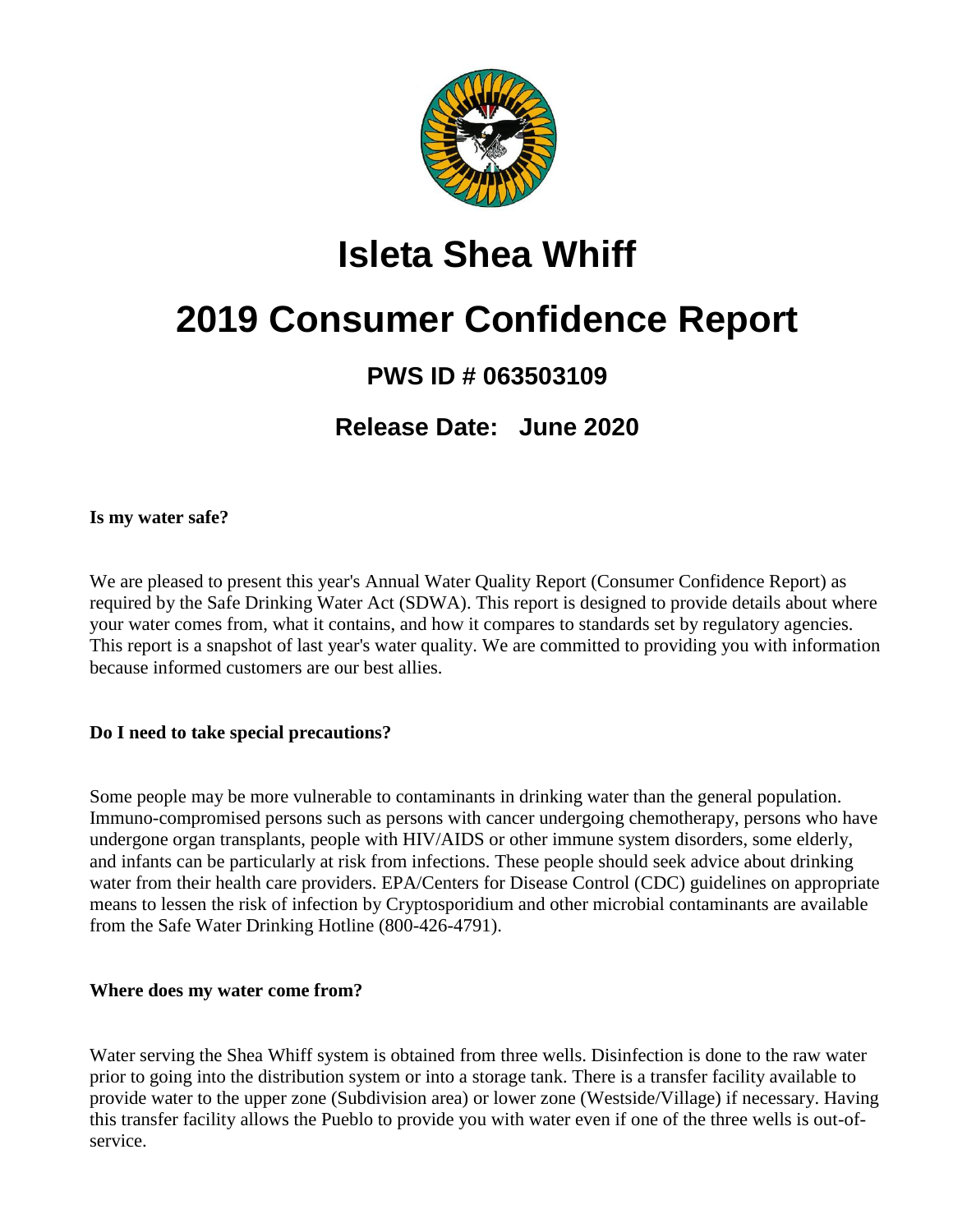# Isleta Shea Whiff

# 2019 Consumer Confidence Report

## PWS ID # 063503109

## Release Date: June 2020

**Is my water safe?**

We are pleased to present this year's Annual Water Quality Report (Consumer Confidence Report) as required by the Safe Drinking Water Act (SDWA). This report is designed to provide details about where your water comes from, what it contains, and how it compares to standards set by regulatory agencies. This report is a snapshot of last year's water quality. We are committed to providing you with information because informed customers are our best allies.

**Do I need to take special precautions?**

Some people may be more vulnerable to contaminants in drinking water than the general population. Immuno-compromised persons such as persons with cancer undergoing chemotherapy, persons who have undergone organ transplants, people with HIV/AIDS or other immune system disorders, some elderly, and infants can be particularly at risk from infections. These people should seek advice about drinking water from their health care providers. EPA/Centers for Disease Control (CDC) guidelines on appropriate means to lessen the risk of infection by Cryptosporidium and other microbial contaminants are available from the Safe Water Drinking Hotline (800-426-4791).

**Where does my water come from?**

Water serving the Shea Whiff system is obtained from three wells. Disinfection is done to the raw water prior to going into the distribution system or into a storage tank. There is a transfer facility available to provide water to the upper zone (Subdivision area) or lower zone (Westside/Village) if necessary. Having this transfer facility allows the Pueblo to provide you with water even if one of the three wells is out-of-service.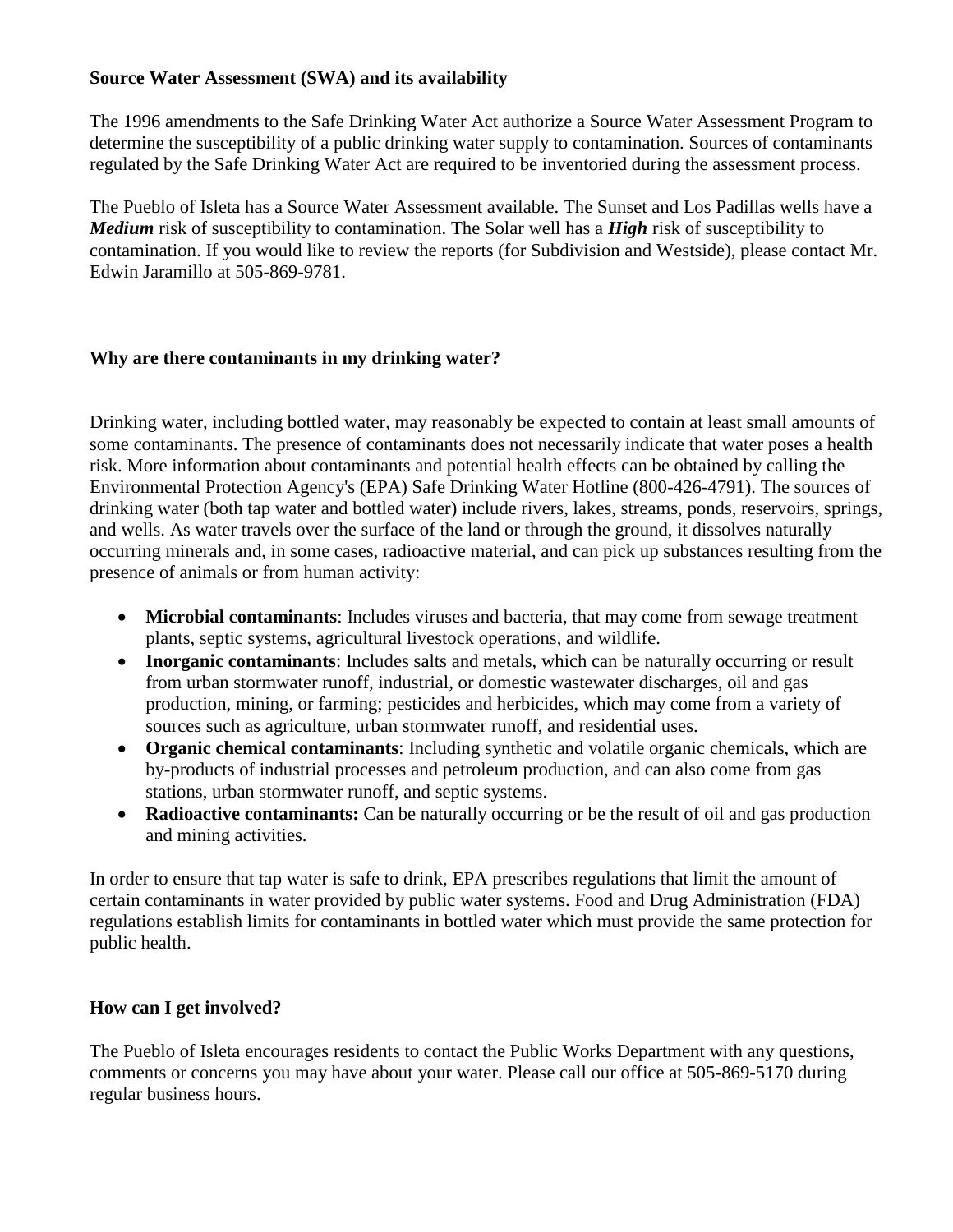**Source Water Assessment (SWA) and its availability**

The 1996 amendments to the Safe Drinking Water Act authorize a Source Water Assessment Program to determine the susceptibility of a public drinking water supply to contamination. Sources of contaminants regulated by the Safe Drinking Water Act are required to be inventoried during the assessment process.

The Pueblo of Isleta has a Source Water Assessment available. The Sunset and Los Padillas wells have a ***Medium*** risk of susceptibility to contamination. The Solar well has a ***High*** risk of susceptibility to contamination. If you would like to review the reports (for Subdivision and Westside), please contact Mr. Edwin Jaramillo at 505-869-9781.

**Why are there contaminants in my drinking water?**

Drinking water, including bottled water, may reasonably be expected to contain at least small amounts of some contaminants. The presence of contaminants does not necessarily indicate that water poses a health risk. More information about contaminants and potential health effects can be obtained by calling the Environmental Protection Agency's (EPA) Safe Drinking Water Hotline (800-426-4791). The sources of drinking water (both tap water and bottled water) include rivers, lakes, streams, ponds, reservoirs, springs, and wells. As water travels over the surface of the land or through the ground, it dissolves naturally occurring minerals and, in some cases, radioactive material, and can pick up substances resulting from the presence of animals or from human activity:

- **Microbial contaminants**: Includes viruses and bacteria, that may come from sewage treatment plants, septic systems, agricultural livestock operations, and wildlife.
- **Inorganic contaminants**: Includes salts and metals, which can be naturally occurring or result from urban stormwater runoff, industrial, or domestic wastewater discharges, oil and gas production, mining, or farming; pesticides and herbicides, which may come from a variety of sources such as agriculture, urban stormwater runoff, and residential uses.
- **Organic chemical contaminants**: Including synthetic and volatile organic chemicals, which are by-products of industrial processes and petroleum production, and can also come from gas stations, urban stormwater runoff, and septic systems.
- **Radioactive contaminants:** Can be naturally occurring or be the result of oil and gas production and mining activities.

In order to ensure that tap water is safe to drink, EPA prescribes regulations that limit the amount of certain contaminants in water provided by public water systems. Food and Drug Administration (FDA) regulations establish limits for contaminants in bottled water which must provide the same protection for public health.

**How can I get involved?**

The Pueblo of Isleta encourages residents to contact the Public Works Department with any questions, comments or concerns you may have about your water. Please call our office at 505-869-5170 during regular business hours.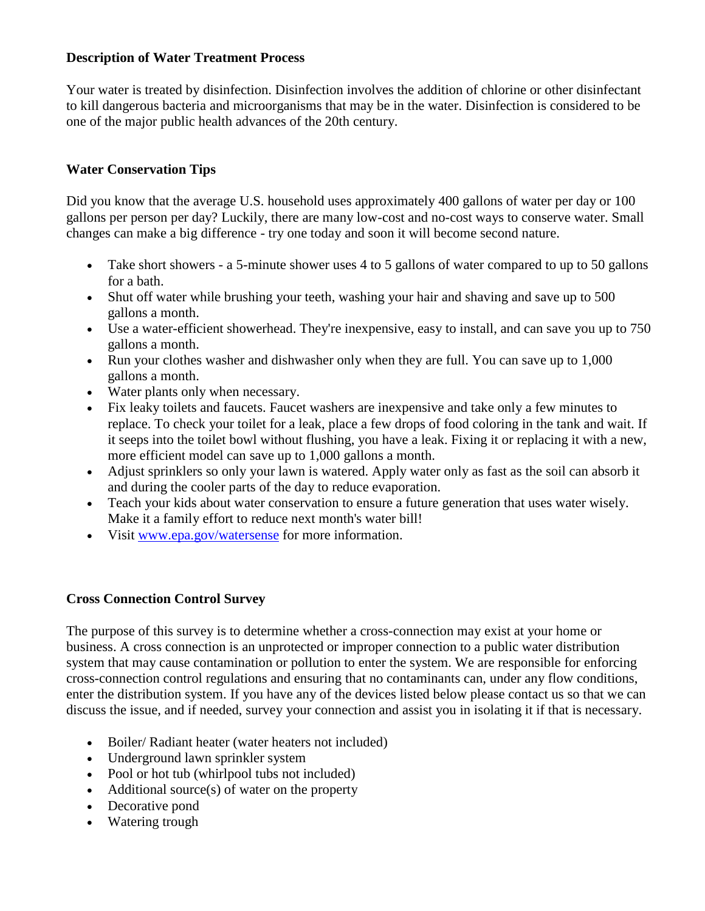**Description of Water Treatment Process**

Your water is treated by disinfection. Disinfection involves the addition of chlorine or other disinfectant to kill dangerous bacteria and microorganisms that may be in the water. Disinfection is considered to be one of the major public health advances of the 20th century.

**Water Conservation Tips**

Did you know that the average U.S. household uses approximately 400 gallons of water per day or 100 gallons per person per day? Luckily, there are many low-cost and no-cost ways to conserve water. Small changes can make a big difference - try one today and soon it will become second nature.

- Take short showers - a 5-minute shower uses 4 to 5 gallons of water compared to up to 50 gallons for a bath.
- Shut off water while brushing your teeth, washing your hair and shaving and save up to 500 gallons a month.
- Use a water-efficient showerhead. They're inexpensive, easy to install, and can save you up to 750 gallons a month.
- Run your clothes washer and dishwasher only when they are full. You can save up to 1,000 gallons a month.
- Water plants only when necessary.
- Fix leaky toilets and faucets. Faucet washers are inexpensive and take only a few minutes to replace. To check your toilet for a leak, place a few drops of food coloring in the tank and wait. If it seeps into the toilet bowl without flushing, you have a leak. Fixing it or replacing it with a new, more efficient model can save up to 1,000 gallons a month.
- Adjust sprinklers so only your lawn is watered. Apply water only as fast as the soil can absorb it and during the cooler parts of the day to reduce evaporation.
- Teach your kids about water conservation to ensure a future generation that uses water wisely. Make it a family effort to reduce next month's water bill!
- Visit www.epa.gov/watersense for more information.

**Cross Connection Control Survey**

The purpose of this survey is to determine whether a cross-connection may exist at your home or business. A cross connection is an unprotected or improper connection to a public water distribution system that may cause contamination or pollution to enter the system. We are responsible for enforcing cross-connection control regulations and ensuring that no contaminants can, under any flow conditions, enter the distribution system. If you have any of the devices listed below please contact us so that we can discuss the issue, and if needed, survey your connection and assist you in isolating it if that is necessary.

- Boiler/ Radiant heater (water heaters not included)
- Underground lawn sprinkler system
- Pool or hot tub (whirlpool tubs not included)
- Additional source(s) of water on the property
- Decorative pond
- Watering trough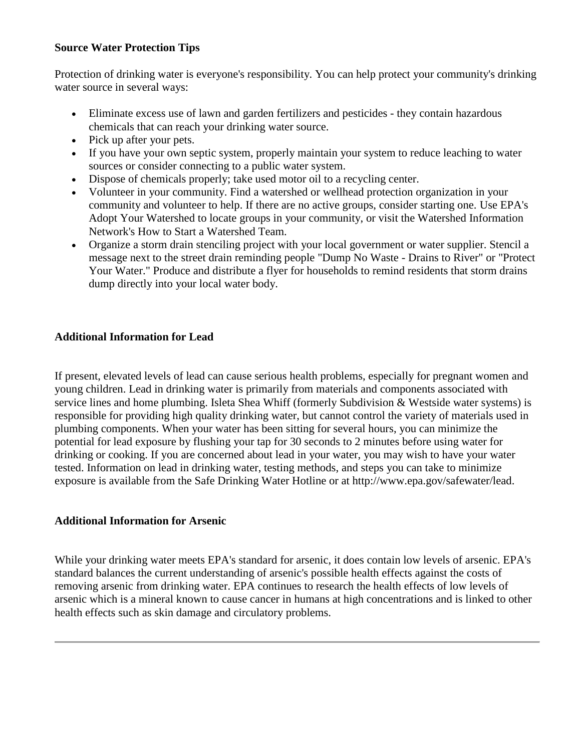**Source Water Protection Tips**

Protection of drinking water is everyone's responsibility. You can help protect your community's drinking water source in several ways:

- Eliminate excess use of lawn and garden fertilizers and pesticides - they contain hazardous chemicals that can reach your drinking water source.
- Pick up after your pets.
- If you have your own septic system, properly maintain your system to reduce leaching to water sources or consider connecting to a public water system.
- Dispose of chemicals properly; take used motor oil to a recycling center.
- Volunteer in your community. Find a watershed or wellhead protection organization in your community and volunteer to help. If there are no active groups, consider starting one. Use EPA's Adopt Your Watershed to locate groups in your community, or visit the Watershed Information Network's How to Start a Watershed Team.
- Organize a storm drain stenciling project with your local government or water supplier. Stencil a message next to the street drain reminding people "Dump No Waste - Drains to River" or "Protect Your Water." Produce and distribute a flyer for households to remind residents that storm drains dump directly into your local water body.

**Additional Information for Lead**

If present, elevated levels of lead can cause serious health problems, especially for pregnant women and young children. Lead in drinking water is primarily from materials and components associated with service lines and home plumbing. Isleta Shea Whiff (formerly Subdivision & Westside water systems) is responsible for providing high quality drinking water, but cannot control the variety of materials used in plumbing components. When your water has been sitting for several hours, you can minimize the potential for lead exposure by flushing your tap for 30 seconds to 2 minutes before using water for drinking or cooking. If you are concerned about lead in your water, you may wish to have your water tested. Information on lead in drinking water, testing methods, and steps you can take to minimize exposure is available from the Safe Drinking Water Hotline or at http://www.epa.gov/safewater/lead.

**Additional Information for Arsenic**

While your drinking water meets EPA's standard for arsenic, it does contain low levels of arsenic. EPA's standard balances the current understanding of arsenic's possible health effects against the costs of removing arsenic from drinking water. EPA continues to research the health effects of low levels of arsenic which is a mineral known to cause cancer in humans at high concentrations and is linked to other health effects such as skin damage and circulatory problems.

---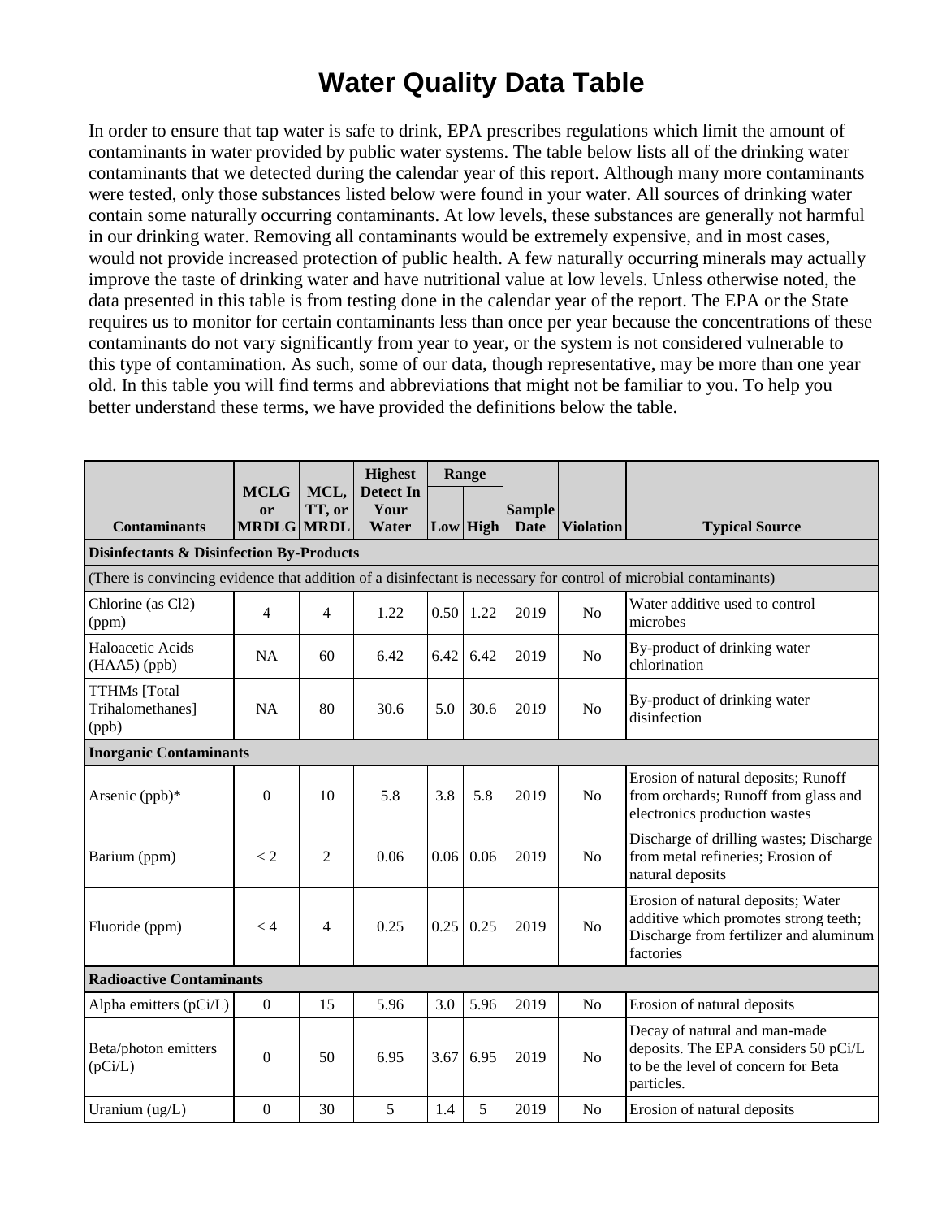# Water Quality Data Table

In order to ensure that tap water is safe to drink, EPA prescribes regulations which limit the amount of contaminants in water provided by public water systems. The table below lists all of the drinking water contaminants that we detected during the calendar year of this report. Although many more contaminants were tested, only those substances listed below were found in your water. All sources of drinking water contain some naturally occurring contaminants. At low levels, these substances are generally not harmful in our drinking water. Removing all contaminants would be extremely expensive, and in most cases, would not provide increased protection of public health. A few naturally occurring minerals may actually improve the taste of drinking water and have nutritional value at low levels. Unless otherwise noted, the data presented in this table is from testing done in the calendar year of the report. The EPA or the State requires us to monitor for certain contaminants less than once per year because the concentrations of these contaminants do not vary significantly from year to year, or the system is not considered vulnerable to this type of contamination. As such, some of our data, though representative, may be more than one year old. In this table you will find terms and abbreviations that might not be familiar to you. To help you better understand these terms, we have provided the definitions below the table.

| Contaminants | MCLG or MRDLG | MCL, TT, or MRDL | Highest Detect In Your Water | Range | | Sample Date | Violation | Typical Source |
|---|---|---|---|---|---|---|---|---|
| | | | | Low | High | | | |
| **Disinfectants & Disinfection By-Products** | | | | | | | | |
| (There is convincing evidence that addition of a disinfectant is necessary for control of microbial contaminants) | | | | | | | | |
| Chlorine (as Cl2) (ppm) | 4 | 4 | 1.22 | 0.50 | 1.22 | 2019 | No | Water additive used to control microbes |
| Haloacetic Acids (HAA5) (ppb) | NA | 60 | 6.42 | 6.42 | 6.42 | 2019 | No | By-product of drinking water chlorination |
| TTHMs [Total Trihalomethanes] (ppb) | NA | 80 | 30.6 | 5.0 | 30.6 | 2019 | No | By-product of drinking water disinfection |
| **Inorganic Contaminants** | | | | | | | | |
| Arsenic (ppb)* | 0 | 10 | 5.8 | 3.8 | 5.8 | 2019 | No | Erosion of natural deposits; Runoff from orchards; Runoff from glass and electronics production wastes |
| Barium (ppm) | < 2 | 2 | 0.06 | 0.06 | 0.06 | 2019 | No | Discharge of drilling wastes; Discharge from metal refineries; Erosion of natural deposits |
| Fluoride (ppm) | < 4 | 4 | 0.25 | 0.25 | 0.25 | 2019 | No | Erosion of natural deposits; Water additive which promotes strong teeth; Discharge from fertilizer and aluminum factories |
| **Radioactive Contaminants** | | | | | | | | |
| Alpha emitters (pCi/L) | 0 | 15 | 5.96 | 3.0 | 5.96 | 2019 | No | Erosion of natural deposits |
| Beta/photon emitters (pCi/L) | 0 | 50 | 6.95 | 3.67 | 6.95 | 2019 | No | Decay of natural and man-made deposits. The EPA considers 50 pCi/L to be the level of concern for Beta particles. |
| Uranium (ug/L) | 0 | 30 | 5 | 1.4 | 5 | 2019 | No | Erosion of natural deposits |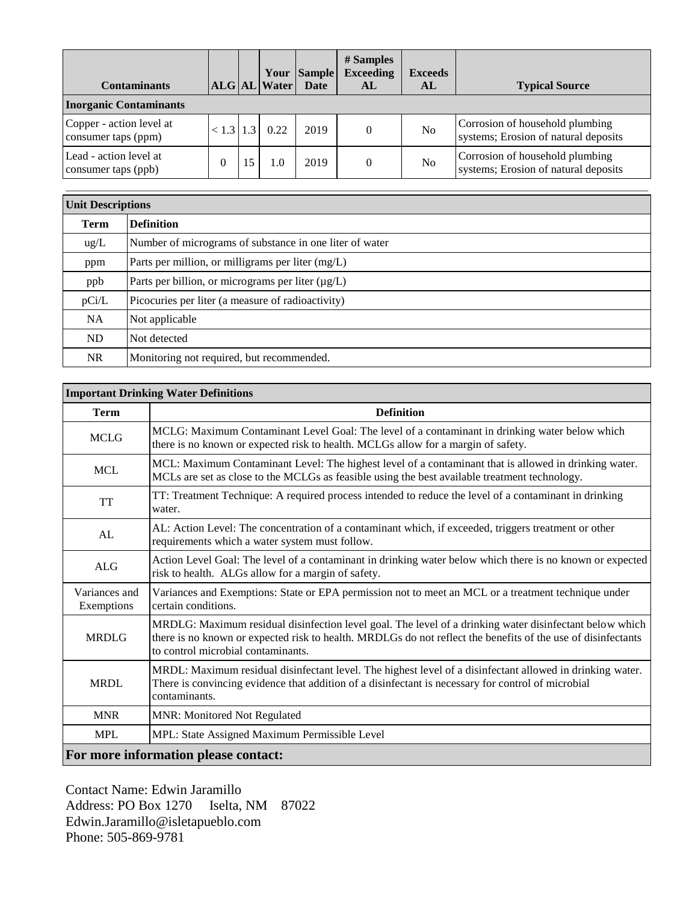| Contaminants | ALG | AL | Your Water | Sample Date | # Samples Exceeding AL | Exceeds AL | Typical Source |
|---|---|---|---|---|---|---|---|
| **Inorganic Contaminants** | | | | | | | |
| Copper - action level at consumer taps (ppm) | < 1.3 | 1.3 | 0.22 | 2019 | 0 | No | Corrosion of household plumbing systems; Erosion of natural deposits |
| Lead - action level at consumer taps (ppb) | 0 | 15 | 1.0 | 2019 | 0 | No | Corrosion of household plumbing systems; Erosion of natural deposits |

| **Unit Descriptions** | |
|---|---|
| **Term** | **Definition** |
| ug/L | Number of micrograms of substance in one liter of water |
| ppm | Parts per million, or milligrams per liter (mg/L) |
| ppb | Parts per billion, or micrograms per liter (µg/L) |
| pCi/L | Picocuries per liter (a measure of radioactivity) |
| NA | Not applicable |
| ND | Not detected |
| NR | Monitoring not required, but recommended. |

| **Important Drinking Water Definitions** | |
|---|---|
| **Term** | **Definition** |
| MCLG | MCLG: Maximum Contaminant Level Goal: The level of a contaminant in drinking water below which there is no known or expected risk to health. MCLGs allow for a margin of safety. |
| MCL | MCL: Maximum Contaminant Level: The highest level of a contaminant that is allowed in drinking water. MCLs are set as close to the MCLGs as feasible using the best available treatment technology. |
| TT | TT: Treatment Technique: A required process intended to reduce the level of a contaminant in drinking water. |
| AL | AL: Action Level: The concentration of a contaminant which, if exceeded, triggers treatment or other requirements which a water system must follow. |
| ALG | Action Level Goal: The level of a contaminant in drinking water below which there is no known or expected risk to health. ALGs allow for a margin of safety. |
| Variances and Exemptions | Variances and Exemptions: State or EPA permission not to meet an MCL or a treatment technique under certain conditions. |
| MRDLG | MRDLG: Maximum residual disinfection level goal. The level of a drinking water disinfectant below which there is no known or expected risk to health. MRDLGs do not reflect the benefits of the use of disinfectants to control microbial contaminants. |
| MRDL | MRDL: Maximum residual disinfectant level. The highest level of a disinfectant allowed in drinking water. There is convincing evidence that addition of a disinfectant is necessary for control of microbial contaminants. |
| MNR | MNR: Monitored Not Regulated |
| MPL | MPL: State Assigned Maximum Permissible Level |

## For more information please contact:

Contact Name: Edwin Jaramillo
Address: PO Box 1270 Iselta, NM 87022
Edwin.Jaramillo@isletapueblo.com
Phone: 505-869-9781